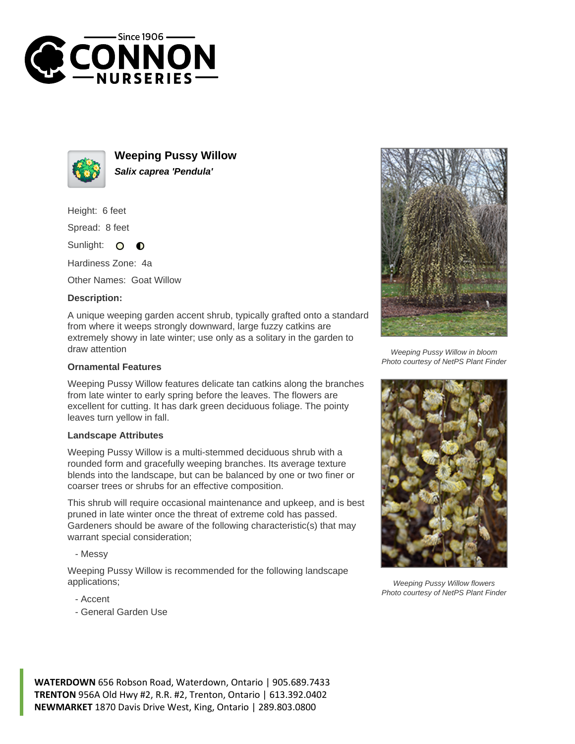# Weeping Pussy Willow

***Salix caprea 'Pendula'***

Height: 6 feet

Spread: 8 feet

Sunlight:

Hardiness Zone: 4a

Other Names: Goat Willow

**Description:**

A unique weeping garden accent shrub, typically grafted onto a standard from where it weeps strongly downward, large fuzzy catkins are extremely showy in late winter; use only as a solitary in the garden to draw attention

### Ornamental Features

Weeping Pussy Willow features delicate tan catkins along the branches from late winter to early spring before the leaves. The flowers are excellent for cutting. It has dark green deciduous foliage. The pointy leaves turn yellow in fall.

### Landscape Attributes

Weeping Pussy Willow is a multi-stemmed deciduous shrub with a rounded form and gracefully weeping branches. Its average texture blends into the landscape, but can be balanced by one or two finer or coarser trees or shrubs for an effective composition.

This shrub will require occasional maintenance and upkeep, and is best pruned in late winter once the threat of extreme cold has passed. Gardeners should be aware of the following characteristic(s) that may warrant special consideration;

- Messy

Weeping Pussy Willow is recommended for the following landscape applications;

- Accent
- General Garden Use

*Weeping Pussy Willow in bloom*
*Photo courtesy of NetPS Plant Finder*

*Weeping Pussy Willow flowers*
*Photo courtesy of NetPS Plant Finder*

**WATERDOWN** 656 Robson Road, Waterdown, Ontario | 905.689.7433
**TRENTON** 956A Old Hwy #2, R.R. #2, Trenton, Ontario | 613.392.0402
**NEWMARKET** 1870 Davis Drive West, King, Ontario | 289.803.0800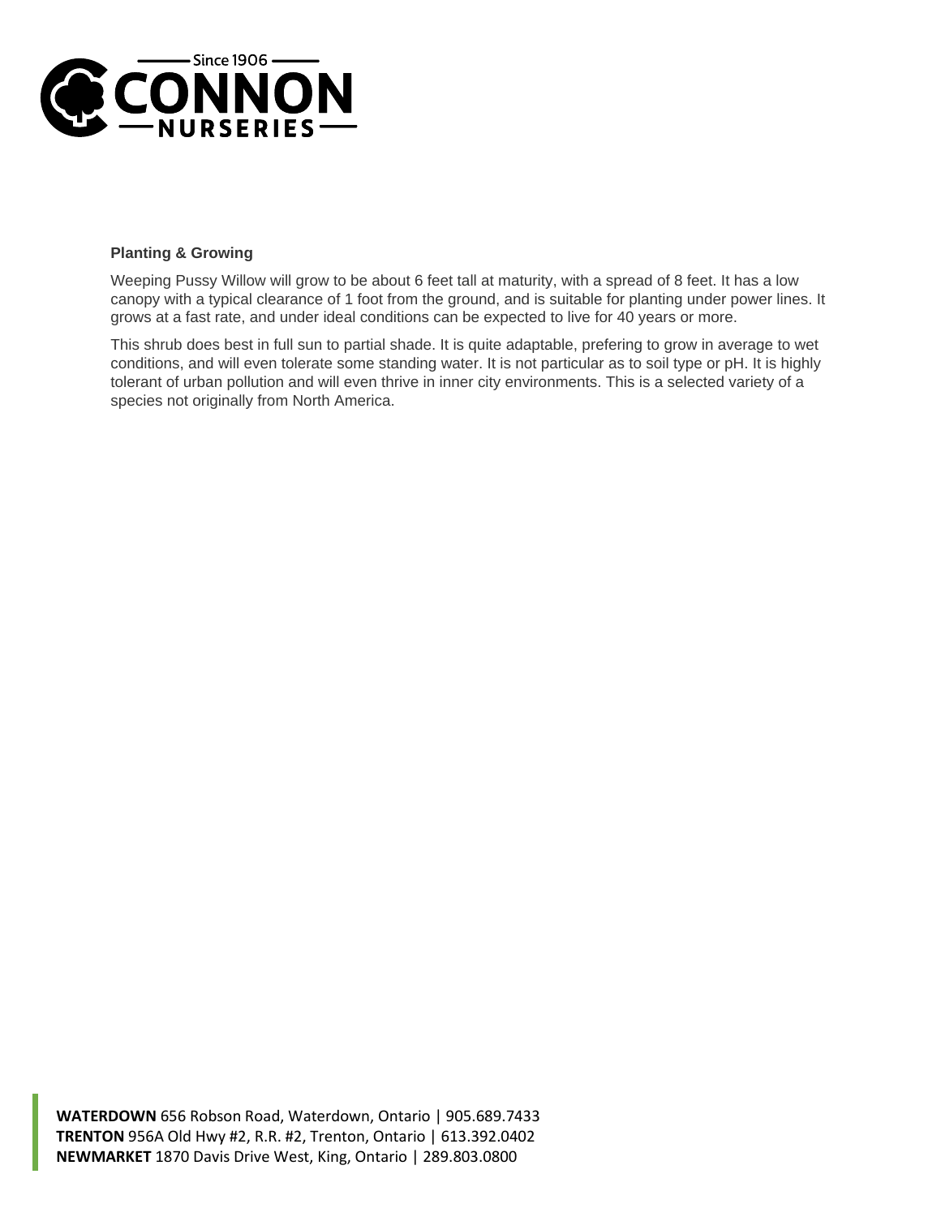### Planting & Growing

Weeping Pussy Willow will grow to be about 6 feet tall at maturity, with a spread of 8 feet. It has a low canopy with a typical clearance of 1 foot from the ground, and is suitable for planting under power lines. It grows at a fast rate, and under ideal conditions can be expected to live for 40 years or more.

This shrub does best in full sun to partial shade. It is quite adaptable, prefering to grow in average to wet conditions, and will even tolerate some standing water. It is not particular as to soil type or pH. It is highly tolerant of urban pollution and will even thrive in inner city environments. This is a selected variety of a species not originally from North America.